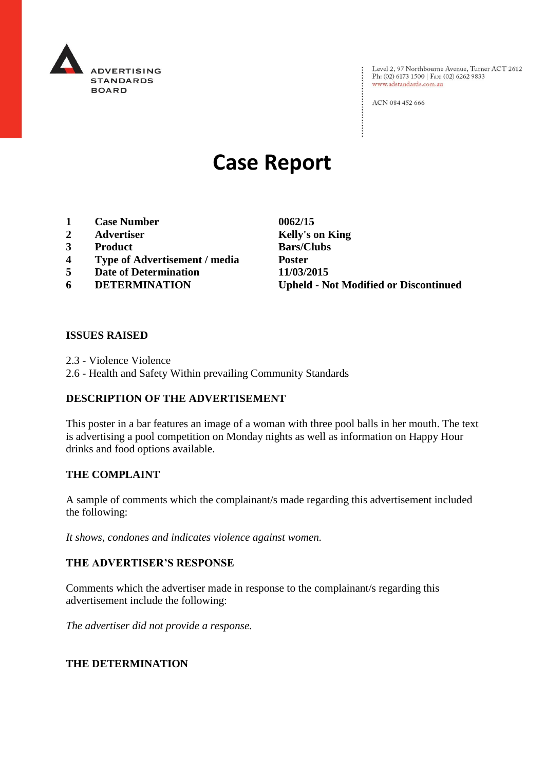ADVERTISING STANDARDS BOARD

Level 2, 97 Northbourne Avenue, Turner ACT 2612
Ph: (02) 6173 1500 | Fax: (02) 6262 9833
www.adstandards.com.au

ACN 084 452 666

# Case Report

| | | |
|---|---|---|
| **1** | **Case Number** | **0062/15** |
| **2** | **Advertiser** | **Kelly's on King** |
| **3** | **Product** | **Bars/Clubs** |
| **4** | **Type of Advertisement / media** | **Poster** |
| **5** | **Date of Determination** | **11/03/2015** |
| **6** | **DETERMINATION** | **Upheld - Not Modified or Discontinued** |

## ISSUES RAISED

2.3 - Violence Violence
2.6 - Health and Safety Within prevailing Community Standards

## DESCRIPTION OF THE ADVERTISEMENT

This poster in a bar features an image of a woman with three pool balls in her mouth. The text is advertising a pool competition on Monday nights as well as information on Happy Hour drinks and food options available.

## THE COMPLAINT

A sample of comments which the complainant/s made regarding this advertisement included the following:

*It shows, condones and indicates violence against women.*

## THE ADVERTISER'S RESPONSE

Comments which the advertiser made in response to the complainant/s regarding this advertisement include the following:

*The advertiser did not provide a response.*

## THE DETERMINATION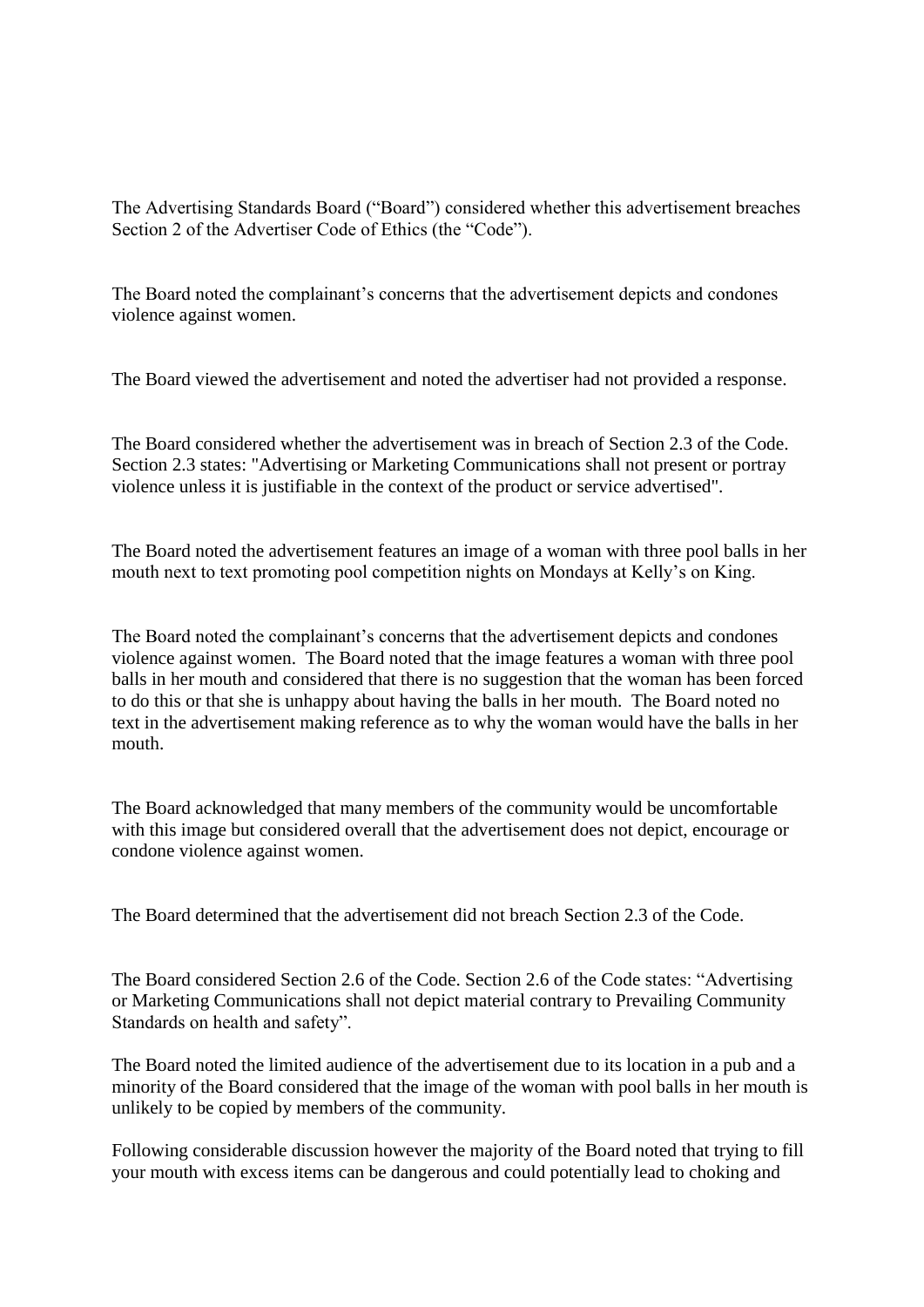The Advertising Standards Board ("Board") considered whether this advertisement breaches Section 2 of the Advertiser Code of Ethics (the "Code").

The Board noted the complainant's concerns that the advertisement depicts and condones violence against women.

The Board viewed the advertisement and noted the advertiser had not provided a response.

The Board considered whether the advertisement was in breach of Section 2.3 of the Code. Section 2.3 states: "Advertising or Marketing Communications shall not present or portray violence unless it is justifiable in the context of the product or service advertised".

The Board noted the advertisement features an image of a woman with three pool balls in her mouth next to text promoting pool competition nights on Mondays at Kelly's on King.

The Board noted the complainant's concerns that the advertisement depicts and condones violence against women. The Board noted that the image features a woman with three pool balls in her mouth and considered that there is no suggestion that the woman has been forced to do this or that she is unhappy about having the balls in her mouth. The Board noted no text in the advertisement making reference as to why the woman would have the balls in her mouth.

The Board acknowledged that many members of the community would be uncomfortable with this image but considered overall that the advertisement does not depict, encourage or condone violence against women.

The Board determined that the advertisement did not breach Section 2.3 of the Code.

The Board considered Section 2.6 of the Code. Section 2.6 of the Code states: "Advertising or Marketing Communications shall not depict material contrary to Prevailing Community Standards on health and safety".

The Board noted the limited audience of the advertisement due to its location in a pub and a minority of the Board considered that the image of the woman with pool balls in her mouth is unlikely to be copied by members of the community.

Following considerable discussion however the majority of the Board noted that trying to fill your mouth with excess items can be dangerous and could potentially lead to choking and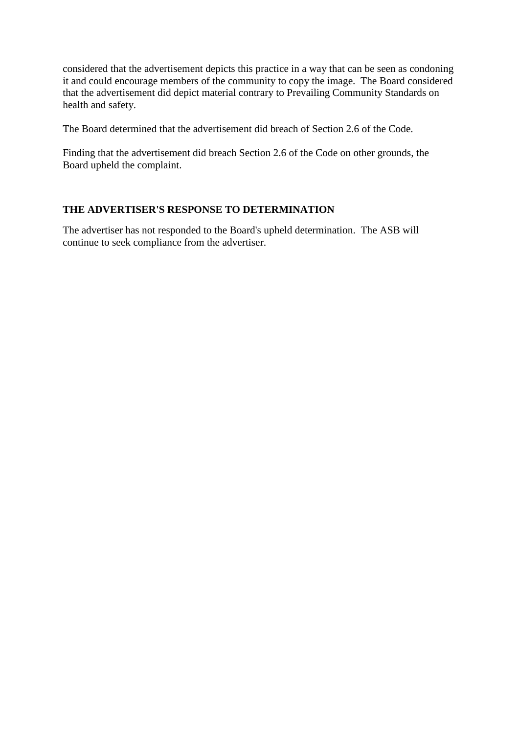considered that the advertisement depicts this practice in a way that can be seen as condoning it and could encourage members of the community to copy the image. The Board considered that the advertisement did depict material contrary to Prevailing Community Standards on health and safety.

The Board determined that the advertisement did breach of Section 2.6 of the Code.

Finding that the advertisement did breach Section 2.6 of the Code on other grounds, the Board upheld the complaint.

## THE ADVERTISER'S RESPONSE TO DETERMINATION

The advertiser has not responded to the Board's upheld determination. The ASB will continue to seek compliance from the advertiser.